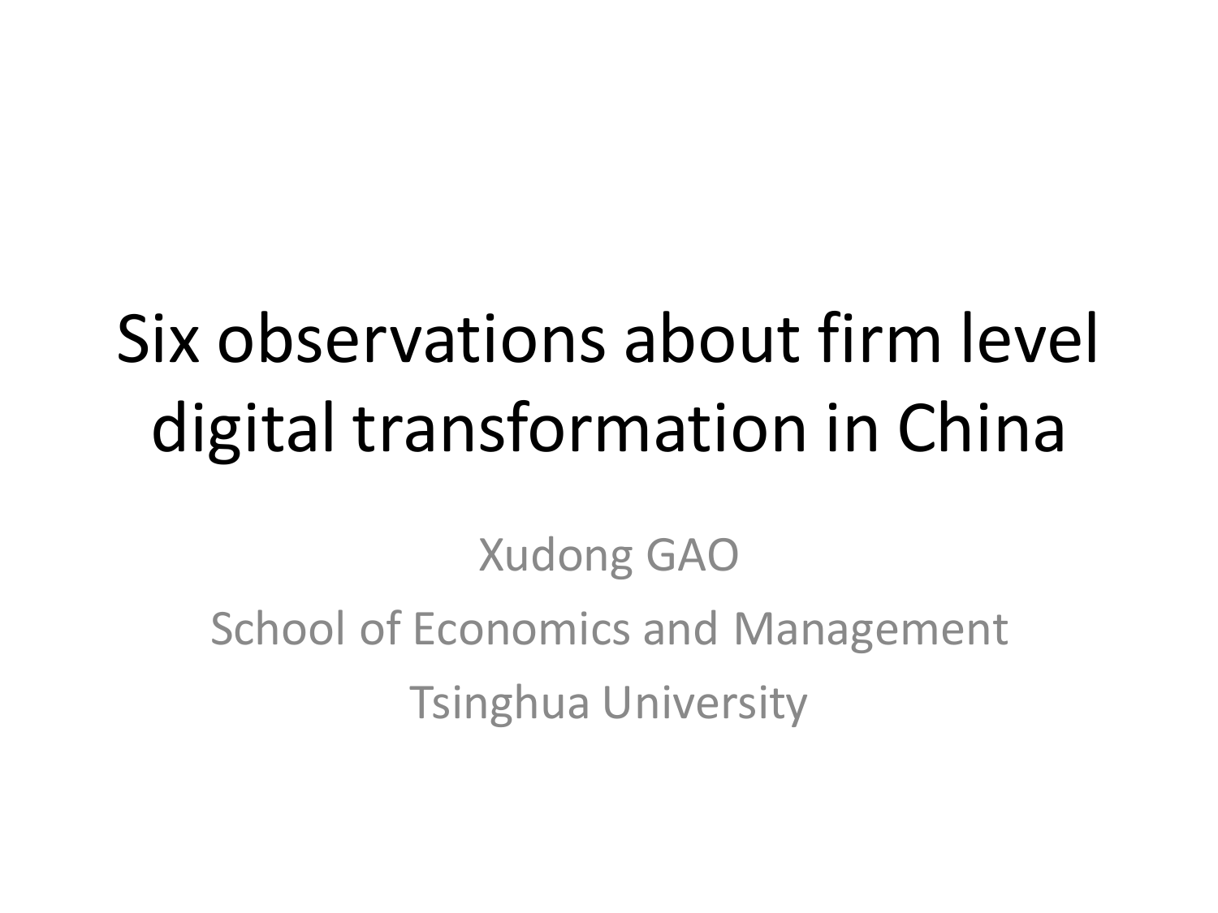# Six observations about firm level digital transformation in China

Xudong GAO

School of Economics and Management

Tsinghua University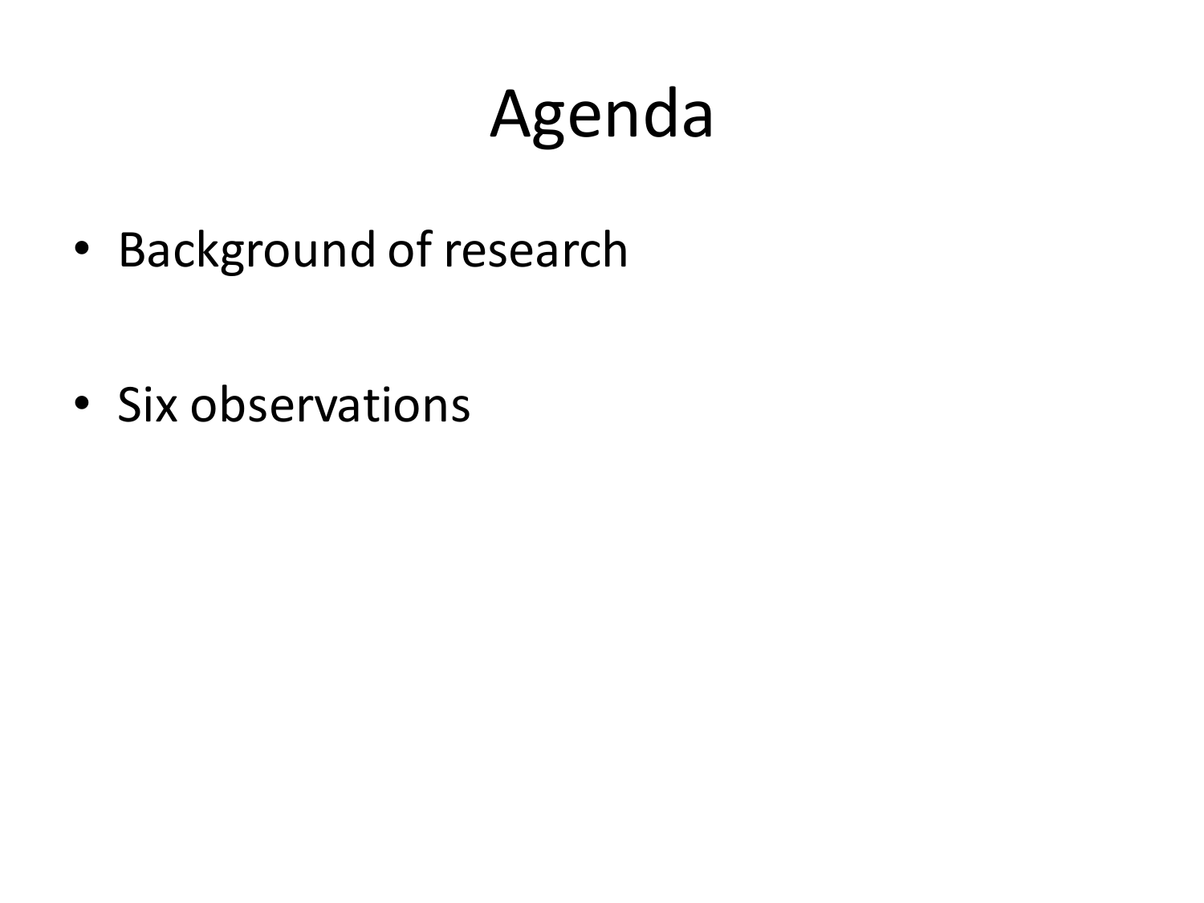# Agenda

- Background of research
- Six observations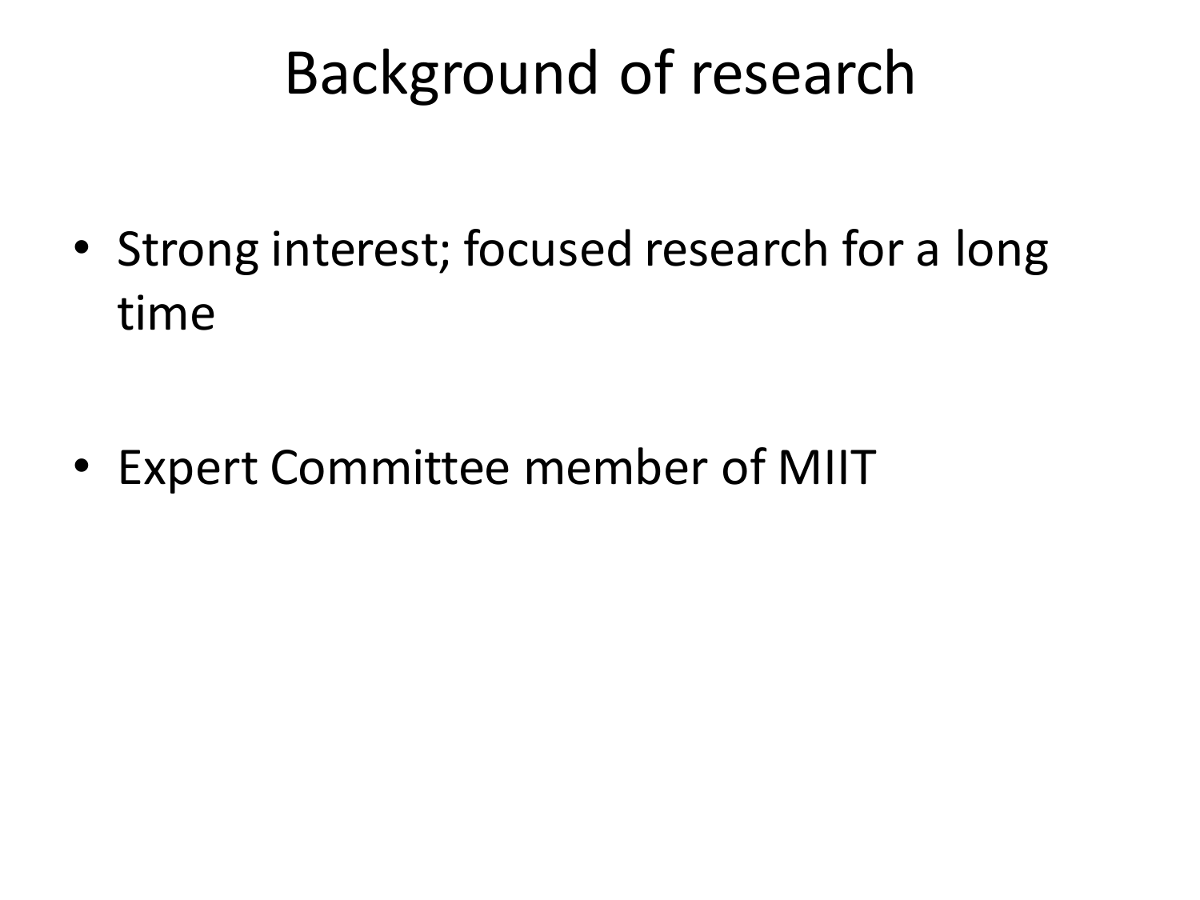# Background of research

- Strong interest; focused research for a long time
- Expert Committee member of MIIT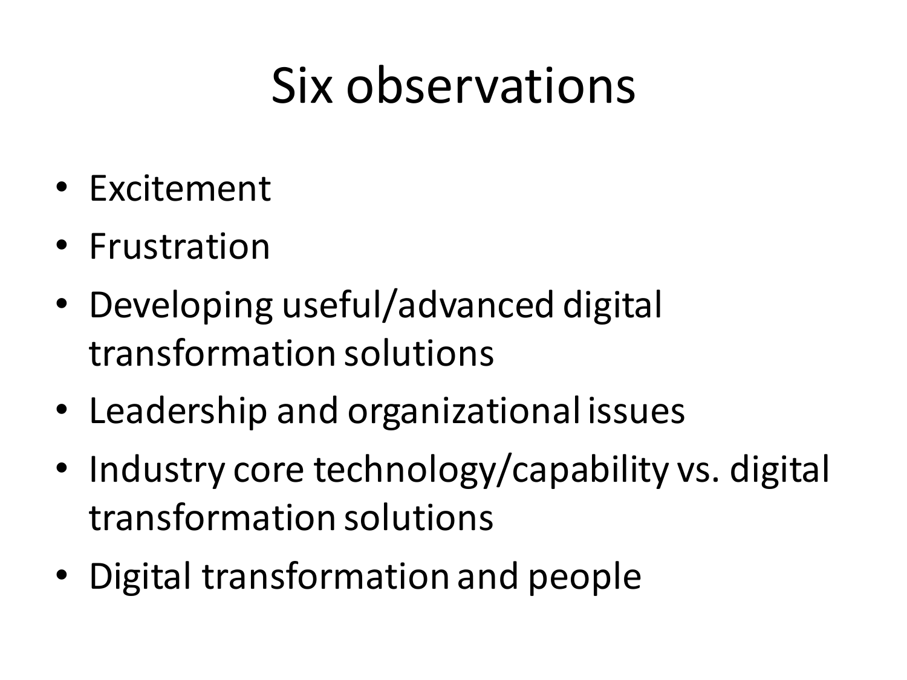# Six observations

- Excitement
- Frustration
- Developing useful/advanced digital transformation solutions
- Leadership and organizational issues
- Industry core technology/capability vs. digital transformation solutions
- Digital transformation and people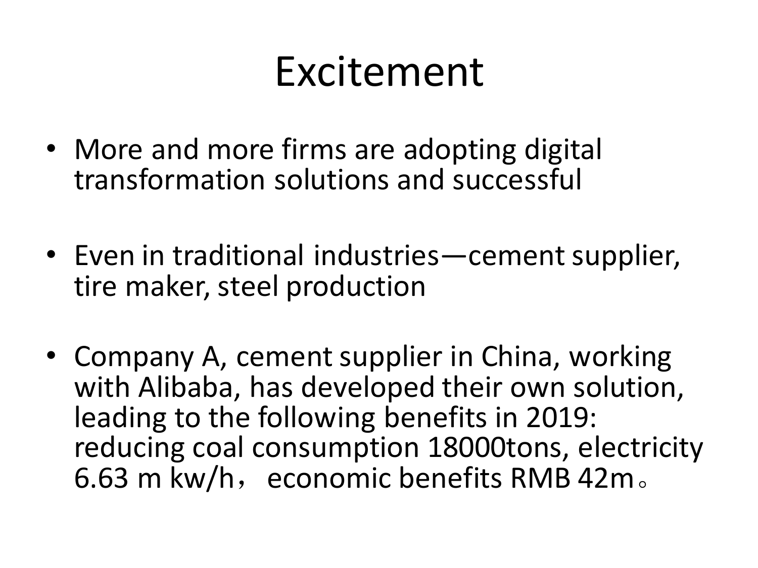# Excitement

- More and more firms are adopting digital transformation solutions and successful
- Even in traditional industries—cement supplier, tire maker, steel production
- Company A, cement supplier in China, working with Alibaba, has developed their own solution, leading to the following benefits in 2019: reducing coal consumption 18000tons, electricity 6.63 m kw/h， economic benefits RMB 42m。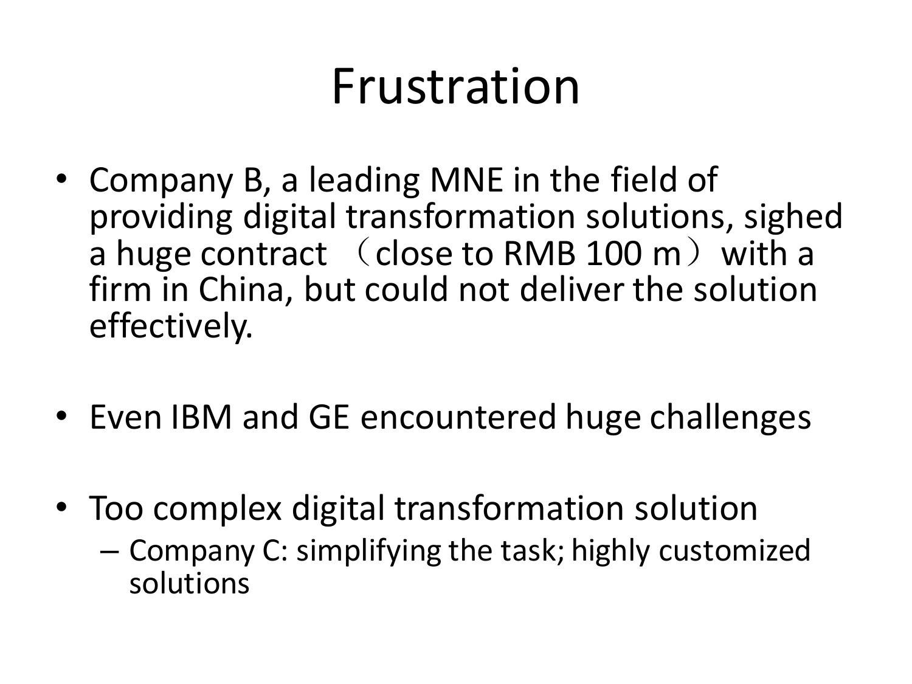# Frustration

- Company B, a leading MNE in the field of providing digital transformation solutions, sighed a huge contract （close to RMB 100 m） with a firm in China, but could not deliver the solution effectively.

- Even IBM and GE encountered huge challenges

- Too complex digital transformation solution
  - Company C: simplifying the task; highly customized solutions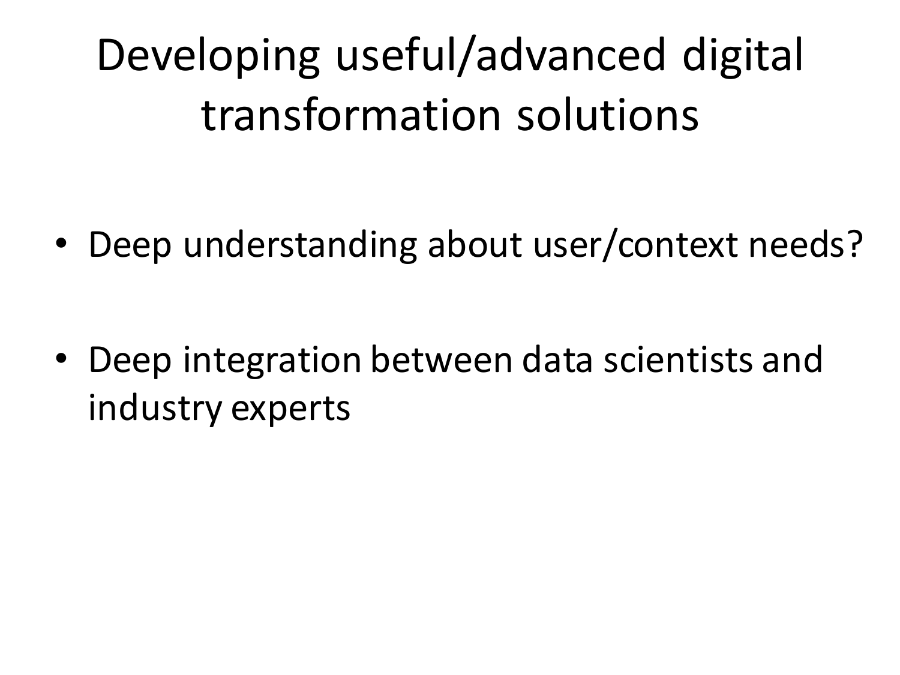# Developing useful/advanced digital transformation solutions

- Deep understanding about user/context needs?
- Deep integration between data scientists and industry experts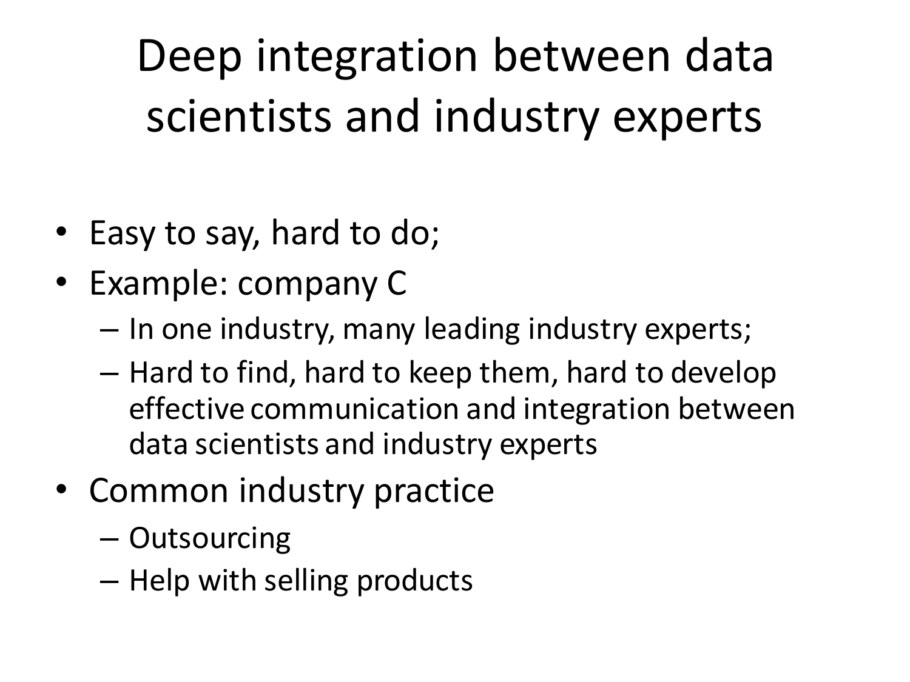# Deep integration between data scientists and industry experts

- Easy to say, hard to do;
- Example: company C
  - In one industry, many leading industry experts;
  - Hard to find, hard to keep them, hard to develop effective communication and integration between data scientists and industry experts
- Common industry practice
  - Outsourcing
  - Help with selling products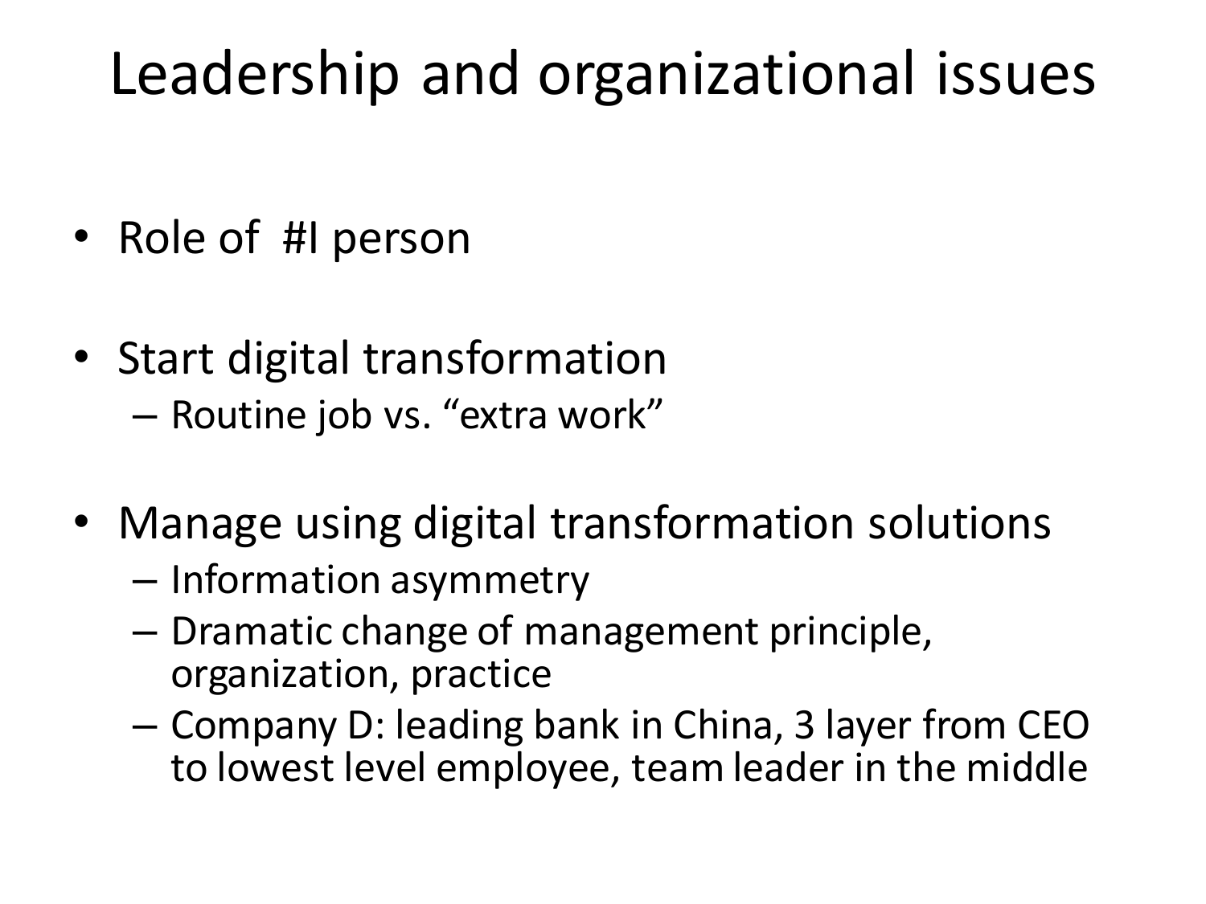# Leadership and organizational issues

- Role of #I person
- Start digital transformation
  - Routine job vs. "extra work"
- Manage using digital transformation solutions
  - Information asymmetry
  - Dramatic change of management principle, organization, practice
  - Company D: leading bank in China, 3 layer from CEO to lowest level employee, team leader in the middle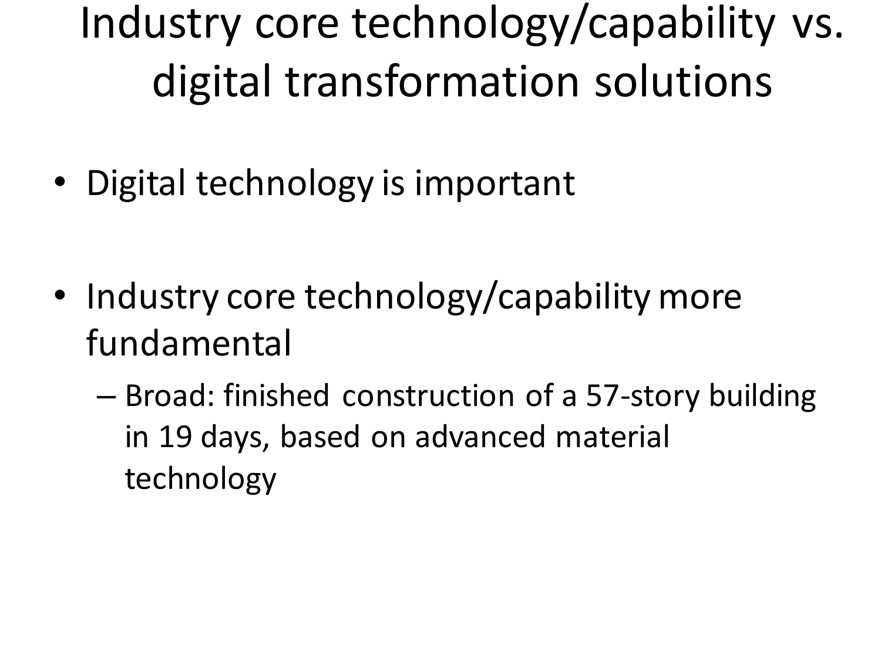# Industry core technology/capability vs. digital transformation solutions

- Digital technology is important
- Industry core technology/capability more fundamental
  - Broad: finished construction of a 57-story building in 19 days, based on advanced material technology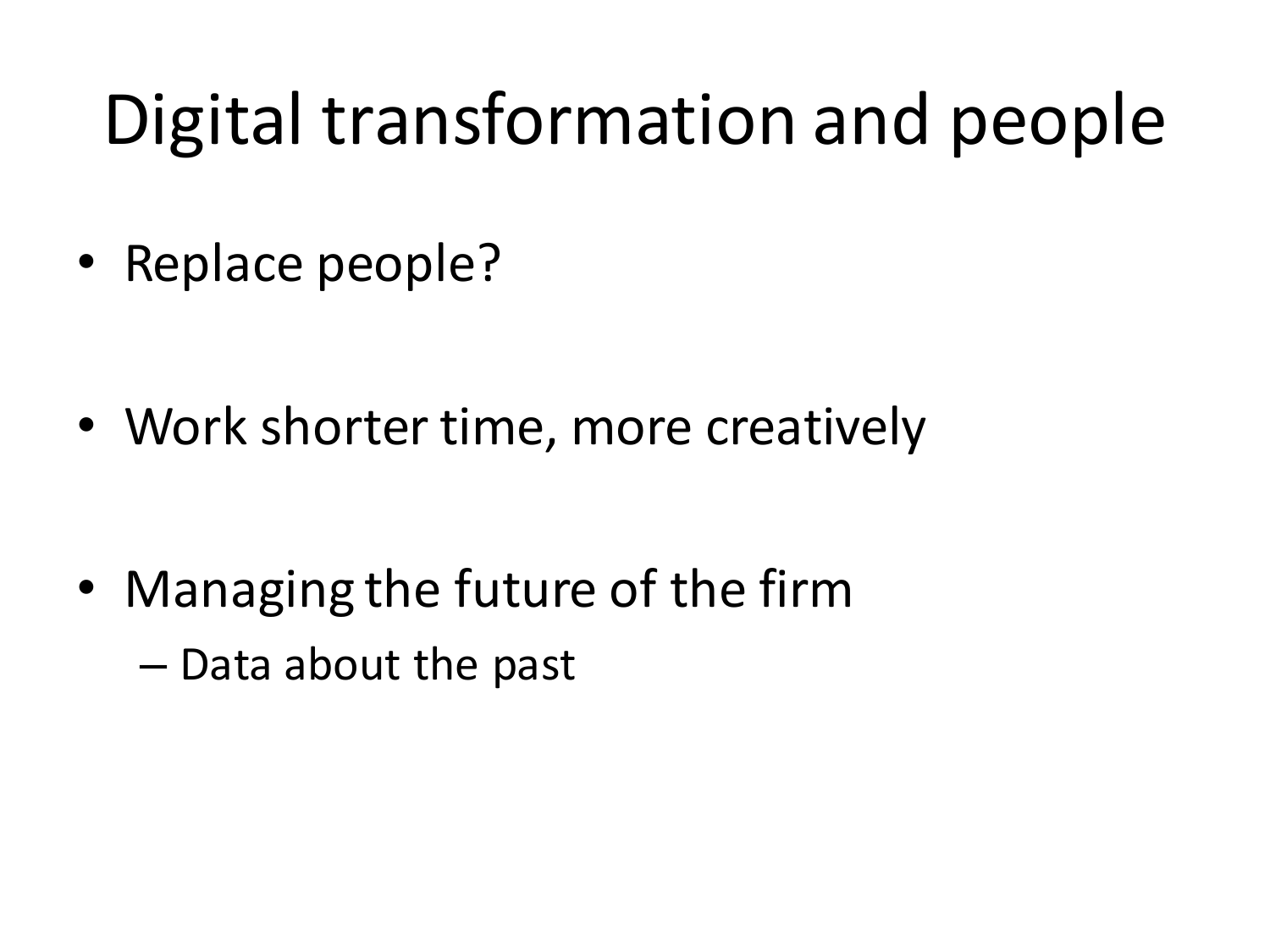# Digital transformation and people

- Replace people?
- Work shorter time, more creatively
- Managing the future of the firm
  - Data about the past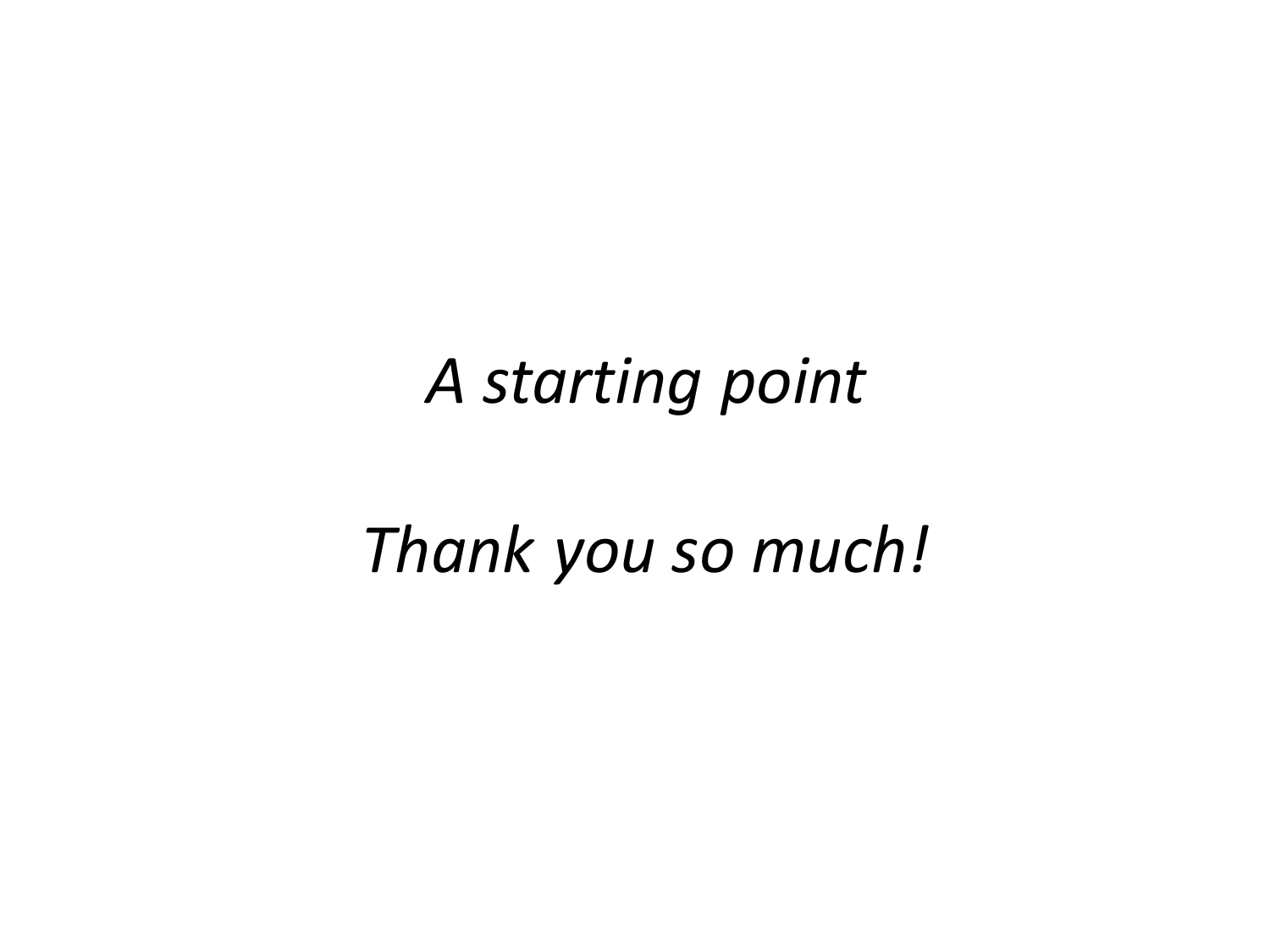*A starting point*

*Thank you so much!*